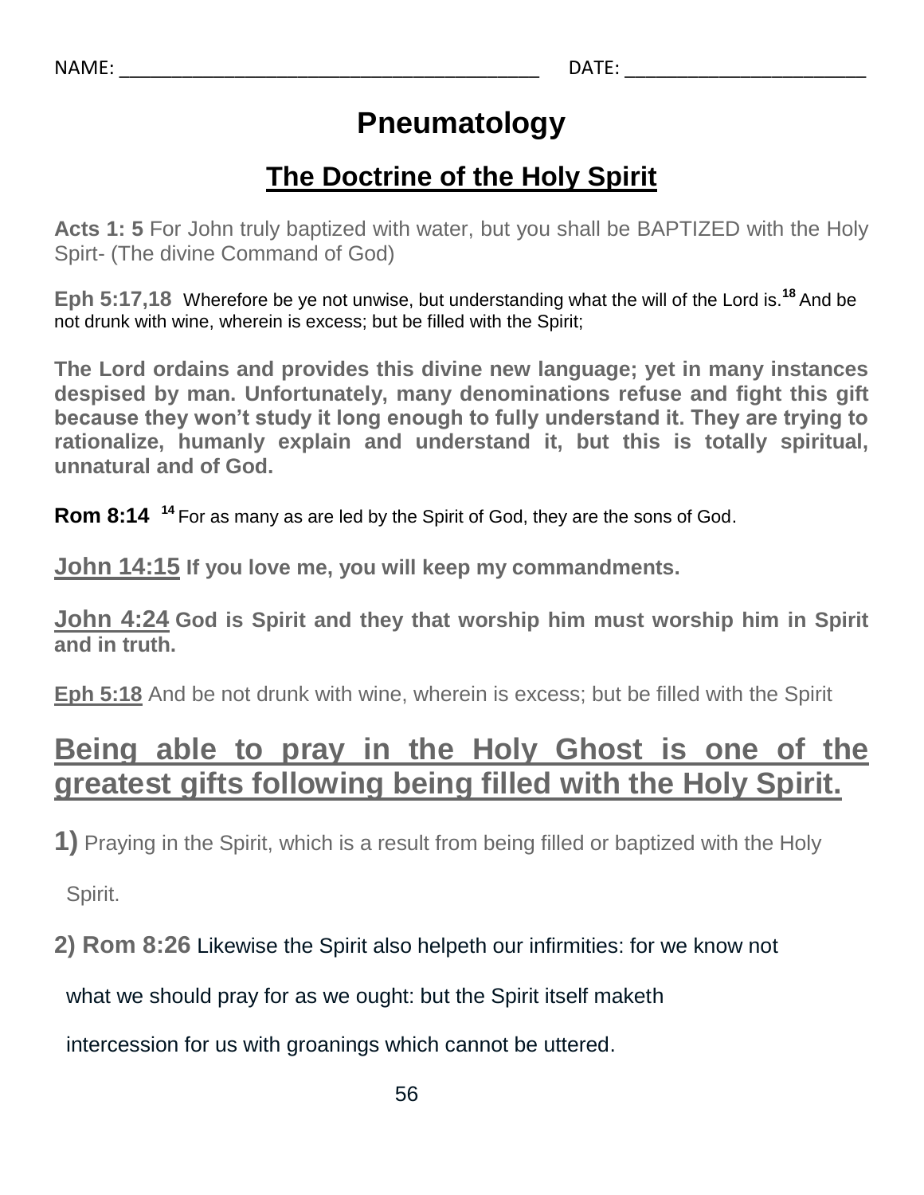NAME: _________________________________________ DATE: ________________________

# Pneumatology

## The Doctrine of the Holy Spirit

**Acts 1: 5** For John truly baptized with water, but you shall be BAPTIZED with the Holy Spirt- (The divine Command of God)

**Eph 5:17,18** Wherefore be ye not unwise, but understanding what the will of the Lord is.[18] And be not drunk with wine, wherein is excess; but be filled with the Spirit;

**The Lord ordains and provides this divine new language; yet in many instances despised by man. Unfortunately, many denominations refuse and fight this gift because they won't study it long enough to fully understand it. They are trying to rationalize, humanly explain and understand it, but this is totally spiritual, unnatural and of God.**

**Rom 8:14** [14] For as many as are led by the Spirit of God, they are the sons of God.

**John 14:15 If you love me, you will keep my commandments.**

**John 4:24 God is Spirit and they that worship him must worship him in Spirit and in truth.**

**Eph 5:18** And be not drunk with wine, wherein is excess; but be filled with the Spirit

## Being able to pray in the Holy Ghost is one of the greatest gifts following being filled with the Holy Spirit.

**1)** Praying in the Spirit, which is a result from being filled or baptized with the Holy Spirit.

**2) Rom 8:26** Likewise the Spirit also helpeth our infirmities: for we know not what we should pray for as we ought: but the Spirit itself maketh intercession for us with groanings which cannot be uttered.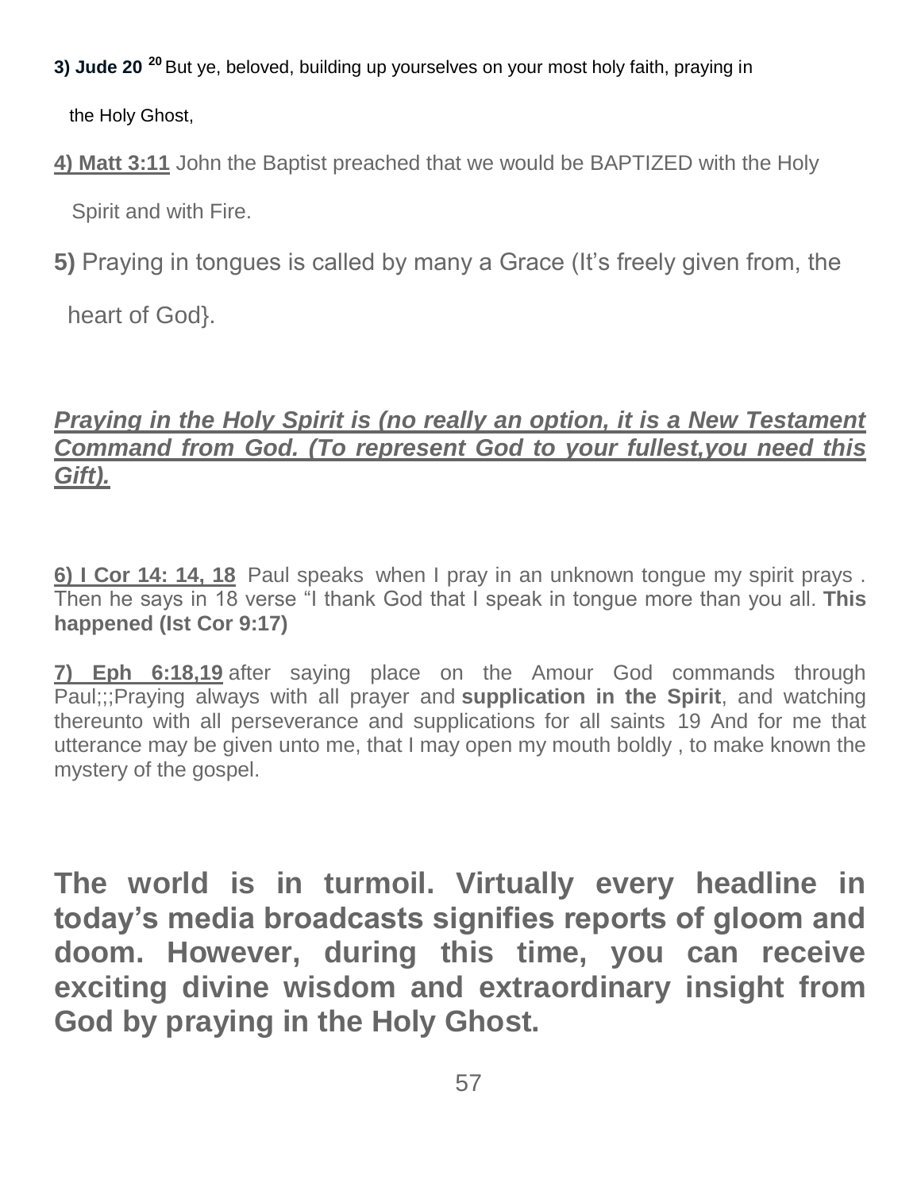**3) Jude 20** [20] But ye, beloved, building up yourselves on your most holy faith, praying in the Holy Ghost,

**4) Matt 3:11** John the Baptist preached that we would be BAPTIZED with the Holy Spirit and with Fire.

**5)** Praying in tongues is called by many a Grace (It's freely given from, the heart of God}.

***Praying in the Holy Spirit is (no really an option, it is a New Testament Command from God. (To represent God to your fullest,you need this Gift).***

**6) I Cor 14: 14, 18** Paul speaks when I pray in an unknown tongue my spirit prays . Then he says in 18 verse "I thank God that I speak in tongue more than you all. **This happened (Ist Cor 9:17)**

**7) Eph 6:18,19** after saying place on the Amour God commands through Paul;;;Praying always with all prayer and **supplication in the Spirit**, and watching thereunto with all perseverance and supplications for all saints 19 And for me that utterance may be given unto me, that I may open my mouth boldly , to make known the mystery of the gospel.

**The world is in turmoil. Virtually every headline in today's media broadcasts signifies reports of gloom and doom. However, during this time, you can receive exciting divine wisdom and extraordinary insight from God by praying in the Holy Ghost.**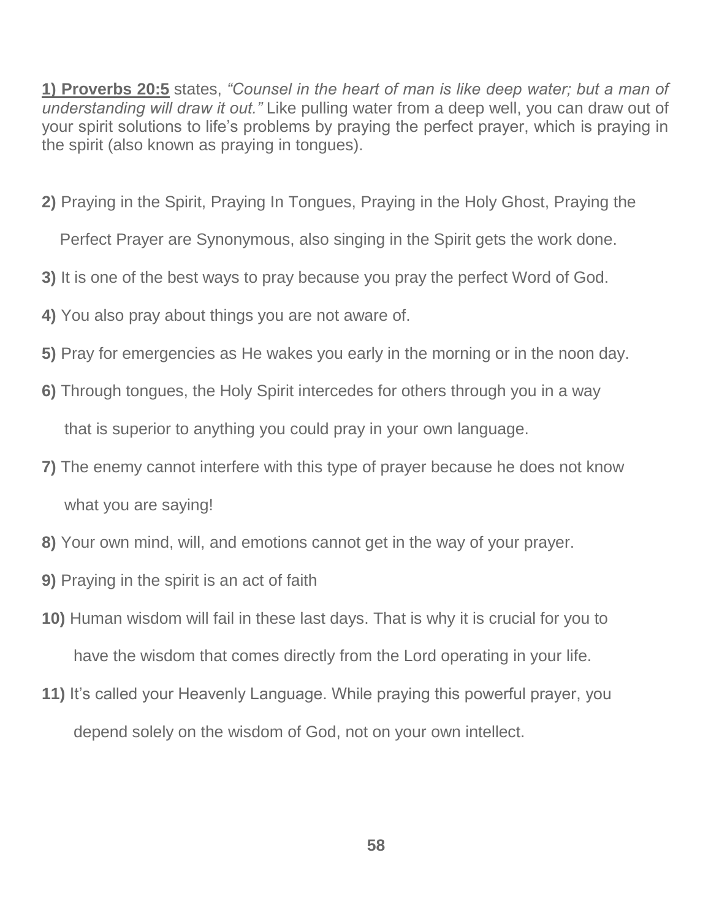**<u>1) Proverbs 20:5</u>** states, *"Counsel in the heart of man is like deep water; but a man of understanding will draw it out."* Like pulling water from a deep well, you can draw out of your spirit solutions to life's problems by praying the perfect prayer, which is praying in the spirit (also known as praying in tongues).

**2)** Praying in the Spirit, Praying In Tongues, Praying in the Holy Ghost, Praying the Perfect Prayer are Synonymous, also singing in the Spirit gets the work done.

**3)** It is one of the best ways to pray because you pray the perfect Word of God.

**4)** You also pray about things you are not aware of.

**5)** Pray for emergencies as He wakes you early in the morning or in the noon day.

**6)** Through tongues, the Holy Spirit intercedes for others through you in a way that is superior to anything you could pray in your own language.

**7)** The enemy cannot interfere with this type of prayer because he does not know what you are saying!

**8)** Your own mind, will, and emotions cannot get in the way of your prayer.

**9)** Praying in the spirit is an act of faith

**10)** Human wisdom will fail in these last days. That is why it is crucial for you to have the wisdom that comes directly from the Lord operating in your life.

**11)** It's called your Heavenly Language. While praying this powerful prayer, you depend solely on the wisdom of God, not on your own intellect.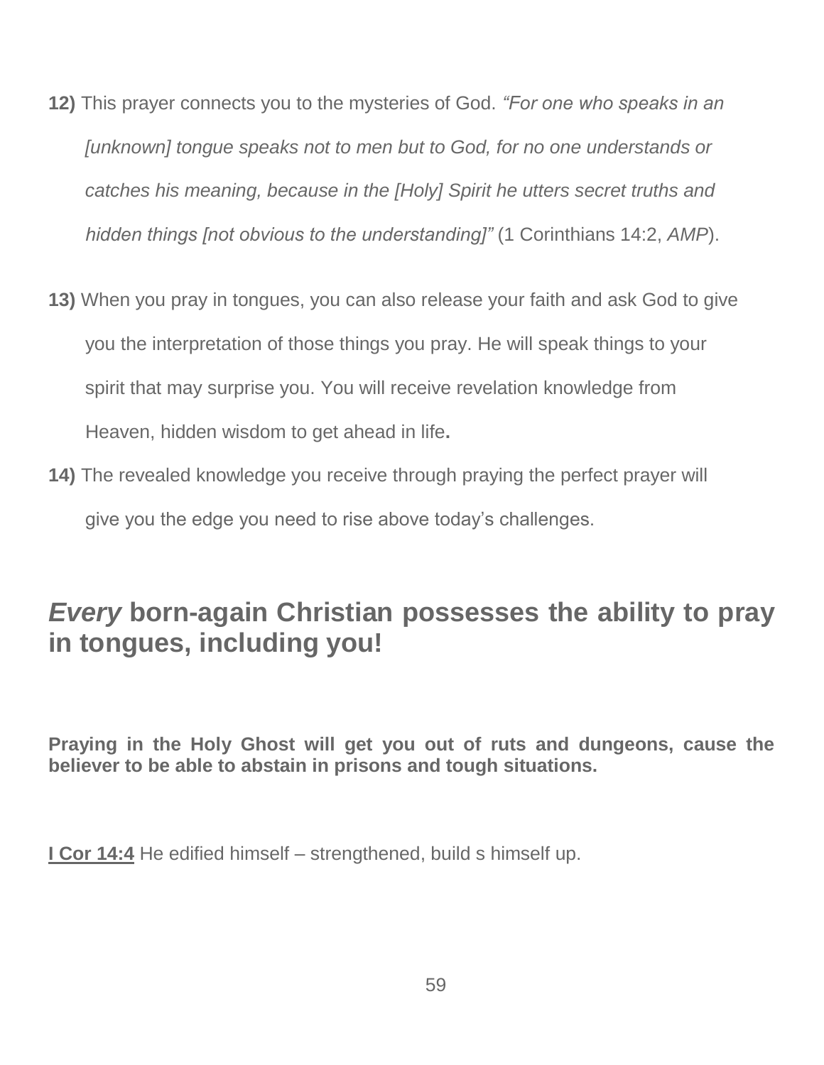**12)** This prayer connects you to the mysteries of God. *"For one who speaks in an [unknown] tongue speaks not to men but to God, for no one understands or catches his meaning, because in the [Holy] Spirit he utters secret truths and hidden things [not obvious to the understanding]"* (1 Corinthians 14:2, *AMP*).

**13)** When you pray in tongues, you can also release your faith and ask God to give you the interpretation of those things you pray. He will speak things to your spirit that may surprise you. You will receive revelation knowledge from Heaven, hidden wisdom to get ahead in life**.**

**14)** The revealed knowledge you receive through praying the perfect prayer will give you the edge you need to rise above today's challenges.

## ***Every*** **born-again Christian possesses the ability to pray in tongues, including you!**

**Praying in the Holy Ghost will get you out of ruts and dungeons, cause the believer to be able to abstain in prisons and tough situations.**

**I Cor 14:4** He edified himself – strengthened, build s himself up.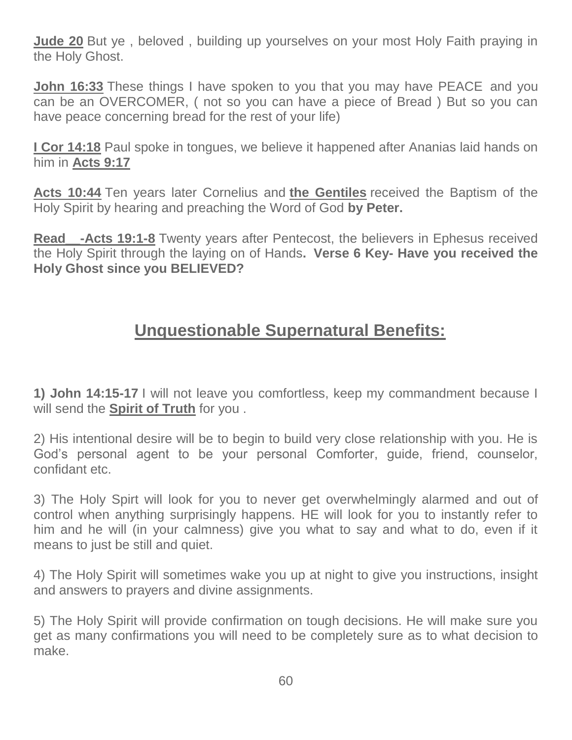**Jude 20** But ye , beloved , building up yourselves on your most Holy Faith praying in the Holy Ghost.

**John 16:33** These things I have spoken to you that you may have PEACE and you can be an OVERCOMER, ( not so you can have a piece of Bread ) But so you can have peace concerning bread for the rest of your life)

**I Cor 14:18** Paul spoke in tongues, we believe it happened after Ananias laid hands on him in **Acts 9:17**

**Acts 10:44** Ten years later Cornelius and **the Gentiles** received the Baptism of the Holy Spirit by hearing and preaching the Word of God **by Peter.**

**Read__-Acts 19:1-8** Twenty years after Pentecost, the believers in Ephesus received the Holy Spirit through the laying on of Hands**. Verse 6 Key- Have you received the Holy Ghost since you BELIEVED?**

## Unquestionable Supernatural Benefits:

**1) John 14:15-17** I will not leave you comfortless, keep my commandment because I will send the **Spirit of Truth** for you .

2) His intentional desire will be to begin to build very close relationship with you. He is God's personal agent to be your personal Comforter, guide, friend, counselor, confidant etc.

3) The Holy Spirt will look for you to never get overwhelmingly alarmed and out of control when anything surprisingly happens. HE will look for you to instantly refer to him and he will (in your calmness) give you what to say and what to do, even if it means to just be still and quiet.

4) The Holy Spirit will sometimes wake you up at night to give you instructions, insight and answers to prayers and divine assignments.

5) The Holy Spirit will provide confirmation on tough decisions. He will make sure you get as many confirmations you will need to be completely sure as to what decision to make.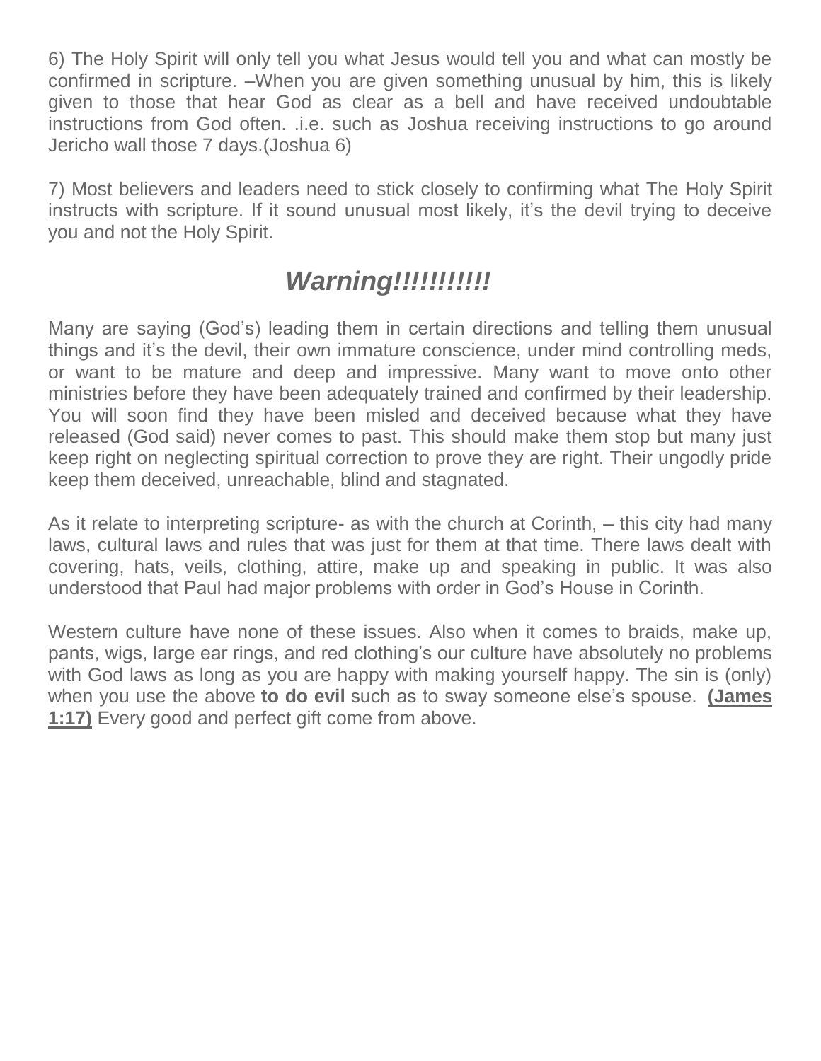6) The Holy Spirit will only tell you what Jesus would tell you and what can mostly be confirmed in scripture. –When you are given something unusual by him, this is likely given to those that hear God as clear as a bell and have received undoubtable instructions from God often. .i.e. such as Joshua receiving instructions to go around Jericho wall those 7 days.(Joshua 6)

7) Most believers and leaders need to stick closely to confirming what The Holy Spirit instructs with scripture. If it sound unusual most likely, it's the devil trying to deceive you and not the Holy Spirit.

## *Warning!!!!!!!!!!*

Many are saying (God's) leading them in certain directions and telling them unusual things and it's the devil, their own immature conscience, under mind controlling meds, or want to be mature and deep and impressive. Many want to move onto other ministries before they have been adequately trained and confirmed by their leadership. You will soon find they have been misled and deceived because what they have released (God said) never comes to past. This should make them stop but many just keep right on neglecting spiritual correction to prove they are right. Their ungodly pride keep them deceived, unreachable, blind and stagnated.

As it relate to interpreting scripture- as with the church at Corinth, – this city had many laws, cultural laws and rules that was just for them at that time. There laws dealt with covering, hats, veils, clothing, attire, make up and speaking in public. It was also understood that Paul had major problems with order in God's House in Corinth.

Western culture have none of these issues. Also when it comes to braids, make up, pants, wigs, large ear rings, and red clothing's our culture have absolutely no problems with God laws as long as you are happy with making yourself happy. The sin is (only) when you use the above **to do evil** such as to sway someone else's spouse. **(James 1:17)** Every good and perfect gift come from above.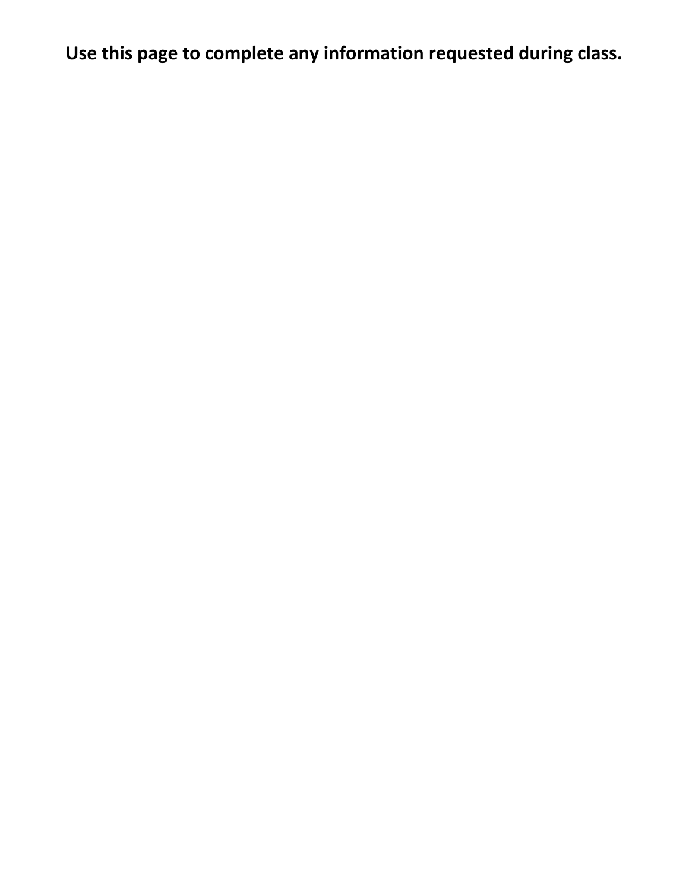**Use this page to complete any information requested during class.**